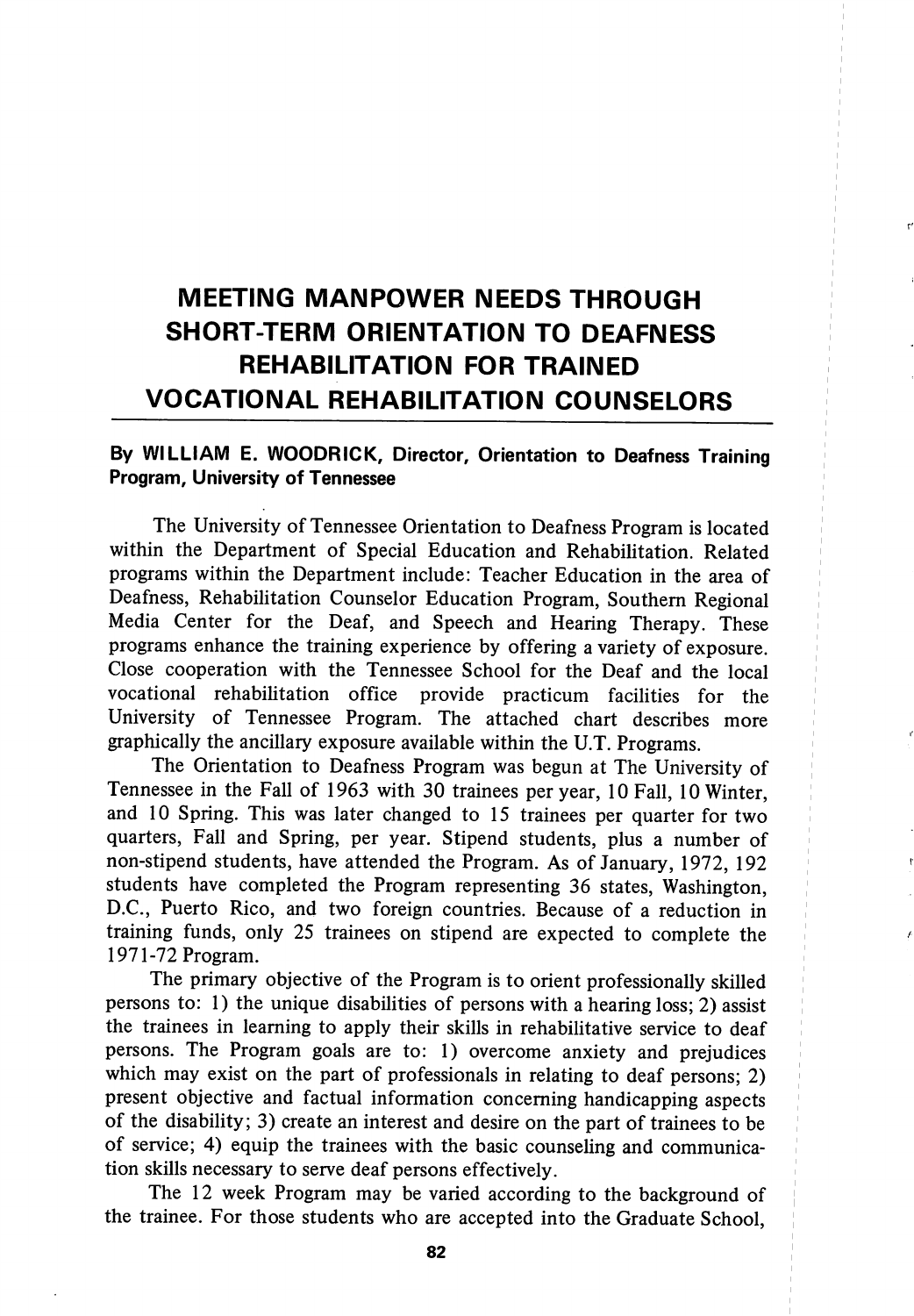# MEETING MANPOWER NEEDS THROUGH SHORT-TERM ORIENTATION TO DEAFNESS REHABILITATION FOR TRAINED VOCATIONAL REHABILITATION COUNSELORS

**By WILLIAM E. WOODRICK, Director, Orientation to Deafness Training Program, University of Tennessee**

The University of Tennessee Orientation to Deafness Program is located within the Department of Special Education and Rehabilitation. Related programs within the Department include: Teacher Education in the area of Deafness, Rehabilitation Counselor Education Program, Southern Regional Media Center for the Deaf, and Speech and Hearing Therapy. These programs enhance the training experience by offering a variety of exposure. Close cooperation with the Tennessee School for the Deaf and the local vocational rehabilitation office provide practicum facilities for the University of Tennessee Program. The attached chart describes more graphically the ancillary exposure available within the U.T. Programs.

The Orientation to Deafness Program was begun at The University of Tennessee in the Fall of 1963 with 30 trainees per year, 10 Fall, 10 Winter, and 10 Spring. This was later changed to 15 trainees per quarter for two quarters, Fall and Spring, per year. Stipend students, plus a number of non-stipend students, have attended the Program. As of January, 1972, 192 students have completed the Program representing 36 states, Washington, D.C., Puerto Rico, and two foreign countries. Because of a reduction in training funds, only 25 trainees on stipend are expected to complete the 1971-72 Program.

The primary objective of the Program is to orient professionally skilled persons to: 1) the unique disabilities of persons with a hearing loss; 2) assist the trainees in learning to apply their skills in rehabilitative service to deaf persons. The Program goals are to: 1) overcome anxiety and prejudices which may exist on the part of professionals in relating to deaf persons; 2) present objective and factual information concerning handicapping aspects of the disability; 3) create an interest and desire on the part of trainees to be of service; 4) equip the trainees with the basic counseling and communication skills necessary to serve deaf persons effectively.

The 12 week Program may be varied according to the background of the trainee. For those students who are accepted into the Graduate School,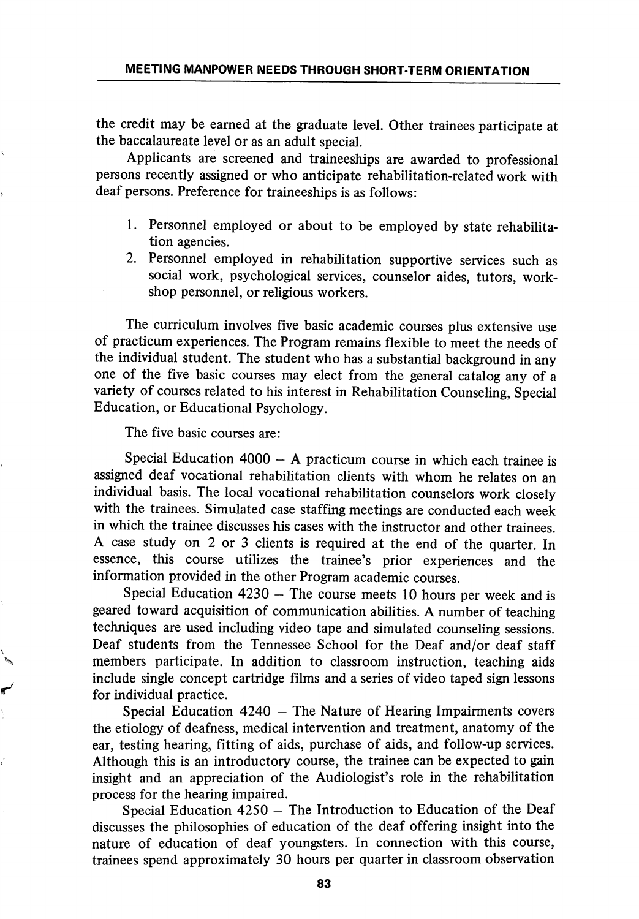the credit may be earned at the graduate level. Other trainees participate at the baccalaureate level or as an adult special.

Applicants are screened and traineeships are awarded to professional persons recently assigned or who anticipate rehabilitation-related work with deaf persons. Preference for traineeships is as follows:

1. Personnel employed or about to be employed by state rehabilitation agencies.
2. Personnel employed in rehabilitation supportive services such as social work, psychological services, counselor aides, tutors, workshop personnel, or religious workers.

The curriculum involves five basic academic courses plus extensive use of practicum experiences. The Program remains flexible to meet the needs of the individual student. The student who has a substantial background in any one of the five basic courses may elect from the general catalog any of a variety of courses related to his interest in Rehabilitation Counseling, Special Education, or Educational Psychology.

The five basic courses are:

Special Education 4000 – A practicum course in which each trainee is assigned deaf vocational rehabilitation clients with whom he relates on an individual basis. The local vocational rehabilitation counselors work closely with the trainees. Simulated case staffing meetings are conducted each week in which the trainee discusses his cases with the instructor and other trainees. A case study on 2 or 3 clients is required at the end of the quarter. In essence, this course utilizes the trainee's prior experiences and the information provided in the other Program academic courses.

Special Education 4230 – The course meets 10 hours per week and is geared toward acquisition of communication abilities. A number of teaching techniques are used including video tape and simulated counseling sessions. Deaf students from the Tennessee School for the Deaf and/or deaf staff members participate. In addition to classroom instruction, teaching aids include single concept cartridge films and a series of video taped sign lessons for individual practice.

Special Education 4240 – The Nature of Hearing Impairments covers the etiology of deafness, medical intervention and treatment, anatomy of the ear, testing hearing, fitting of aids, purchase of aids, and follow-up services. Although this is an introductory course, the trainee can be expected to gain insight and an appreciation of the Audiologist's role in the rehabilitation process for the hearing impaired.

Special Education 4250 – The Introduction to Education of the Deaf discusses the philosophies of education of the deaf offering insight into the nature of education of deaf youngsters. In connection with this course, trainees spend approximately 30 hours per quarter in classroom observation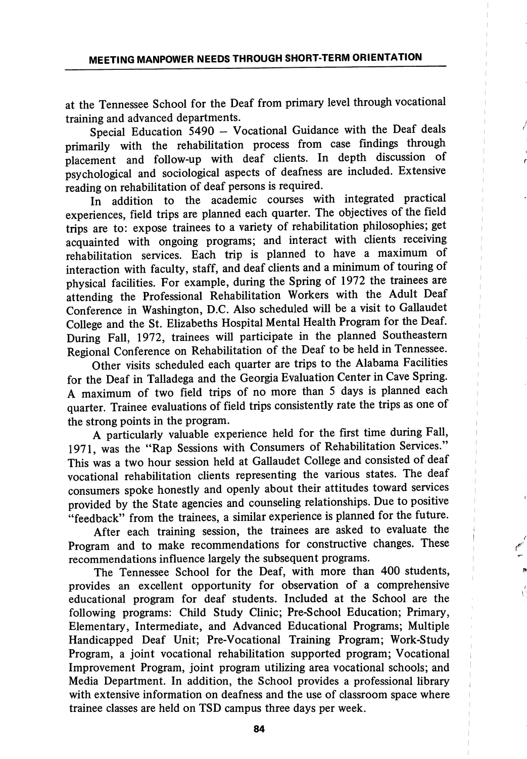at the Tennessee School for the Deaf from primary level through vocational training and advanced departments.

Special Education 5490 – Vocational Guidance with the Deaf deals primarily with the rehabilitation process from case findings through placement and follow-up with deaf clients. In depth discussion of psychological and sociological aspects of deafness are included. Extensive reading on rehabilitation of deaf persons is required.

In addition to the academic courses with integrated practical experiences, field trips are planned each quarter. The objectives of the field trips are to: expose trainees to a variety of rehabilitation philosophies; get acquainted with ongoing programs; and interact with clients receiving rehabilitation services. Each trip is planned to have a maximum of interaction with faculty, staff, and deaf clients and a minimum of touring of physical facilities. For example, during the Spring of 1972 the trainees are attending the Professional Rehabilitation Workers with the Adult Deaf Conference in Washington, D.C. Also scheduled will be a visit to Gallaudet College and the St. Elizabeths Hospital Mental Health Program for the Deaf. During Fall, 1972, trainees will participate in the planned Southeastern Regional Conference on Rehabilitation of the Deaf to be held in Tennessee.

Other visits scheduled each quarter are trips to the Alabama Facilities for the Deaf in Talladega and the Georgia Evaluation Center in Cave Spring. A maximum of two field trips of no more than 5 days is planned each quarter. Trainee evaluations of field trips consistently rate the trips as one of the strong points in the program.

A particularly valuable experience held for the first time during Fall, 1971, was the "Rap Sessions with Consumers of Rehabilitation Services." This was a two hour session held at Gallaudet College and consisted of deaf vocational rehabilitation clients representing the various states. The deaf consumers spoke honestly and openly about their attitudes toward services provided by the State agencies and counseling relationships. Due to positive "feedback" from the trainees, a similar experience is planned for the future.

After each training session, the trainees are asked to evaluate the Program and to make recommendations for constructive changes. These recommendations influence largely the subsequent programs.

The Tennessee School for the Deaf, with more than 400 students, provides an excellent opportunity for observation of a comprehensive educational program for deaf students. Included at the School are the following programs: Child Study Clinic; Pre-School Education; Primary, Elementary, Intermediate, and Advanced Educational Programs; Multiple Handicapped Deaf Unit; Pre-Vocational Training Program; Work-Study Program, a joint vocational rehabilitation supported program; Vocational Improvement Program, joint program utilizing area vocational schools; and Media Department. In addition, the School provides a professional library with extensive information on deafness and the use of classroom space where trainee classes are held on TSD campus three days per week.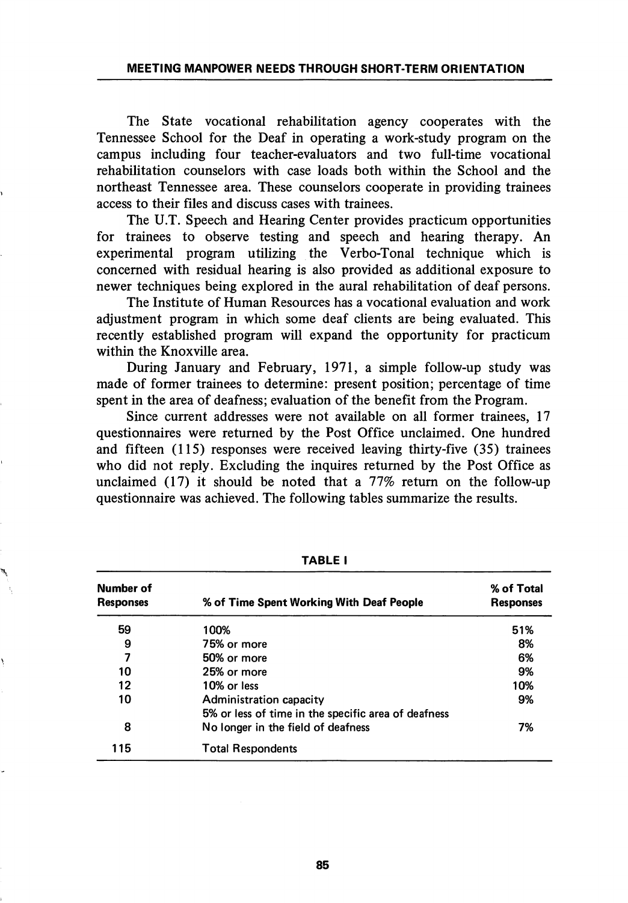The State vocational rehabilitation agency cooperates with the Tennessee School for the Deaf in operating a work-study program on the campus including four teacher-evaluators and two full-time vocational rehabilitation counselors with case loads both within the School and the northeast Tennessee area. These counselors cooperate in providing trainees access to their files and discuss cases with trainees.

The U.T. Speech and Hearing Center provides practicum opportunities for trainees to observe testing and speech and hearing therapy. An experimental program utilizing the Verbo-Tonal technique which is concerned with residual hearing is also provided as additional exposure to newer techniques being explored in the aural rehabilitation of deaf persons.

The Institute of Human Resources has a vocational evaluation and work adjustment program in which some deaf clients are being evaluated. This recently established program will expand the opportunity for practicum within the Knoxville area.

During January and February, 1971, a simple follow-up study was made of former trainees to determine: present position; percentage of time spent in the area of deafness; evaluation of the benefit from the Program.

Since current addresses were not available on all former trainees, 17 questionnaires were returned by the Post Office unclaimed. One hundred and fifteen (115) responses were received leaving thirty-five (35) trainees who did not reply. Excluding the inquires returned by the Post Office as unclaimed (17) it should be noted that a 77% return on the follow-up questionnaire was achieved. The following tables summarize the results.

**TABLE I**

| Number of Responses | % of Time Spent Working With Deaf People | % of Total Responses |
|---|---|---|
| 59 | 100% | 51% |
| 9 | 75% or more | 8% |
| 7 | 50% or more | 6% |
| 10 | 25% or more | 9% |
| 12 | 10% or less | 10% |
| 10 | Administration capacity<br>5% or less of time in the specific area of deafness | 9% |
| 8 | No longer in the field of deafness | 7% |
| 115 | Total Respondents | |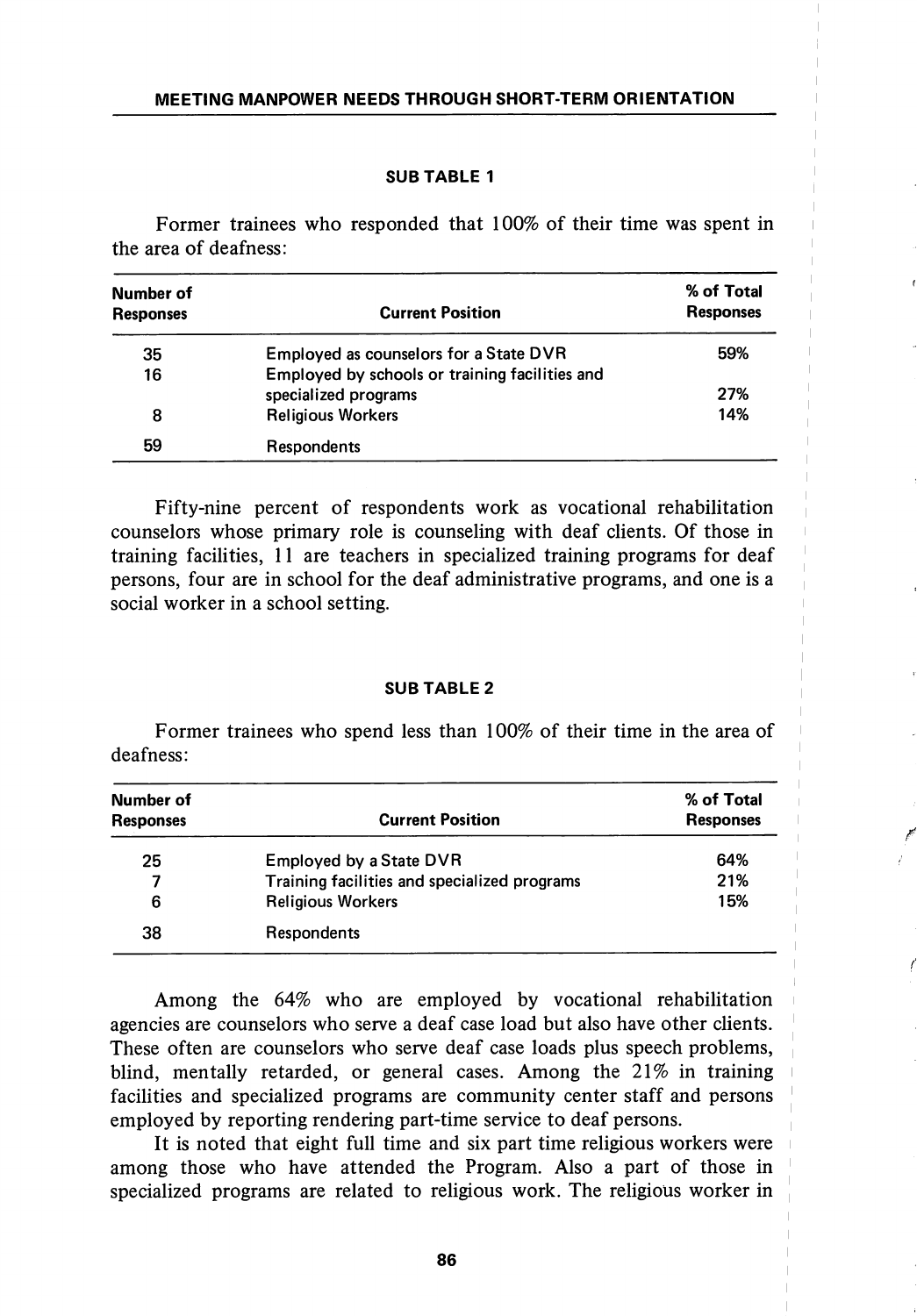### SUB TABLE 1

Former trainees who responded that 100% of their time was spent in the area of deafness:

| Number of Responses | Current Position | % of Total Responses |
|---|---|---|
| 35 | Employed as counselors for a State DVR | 59% |
| 16 | Employed by schools or training facilities and specialized programs | 27% |
| 8 | Religious Workers | 14% |
| 59 | Respondents | |

Fifty-nine percent of respondents work as vocational rehabilitation counselors whose primary role is counseling with deaf clients. Of those in training facilities, 11 are teachers in specialized training programs for deaf persons, four are in school for the deaf administrative programs, and one is a social worker in a school setting.

### SUB TABLE 2

Former trainees who spend less than 100% of their time in the area of deafness:

| Number of Responses | Current Position | % of Total Responses |
|---|---|---|
| 25 | Employed by a State DVR | 64% |
| 7 | Training facilities and specialized programs | 21% |
| 6 | Religious Workers | 15% |
| 38 | Respondents | |

Among the 64% who are employed by vocational rehabilitation agencies are counselors who serve a deaf case load but also have other clients. These often are counselors who serve deaf case loads plus speech problems, blind, mentally retarded, or general cases. Among the 21% in training facilities and specialized programs are community center staff and persons employed by reporting rendering part-time service to deaf persons.

It is noted that eight full time and six part time religious workers were among those who have attended the Program. Also a part of those in specialized programs are related to religious work. The religious worker in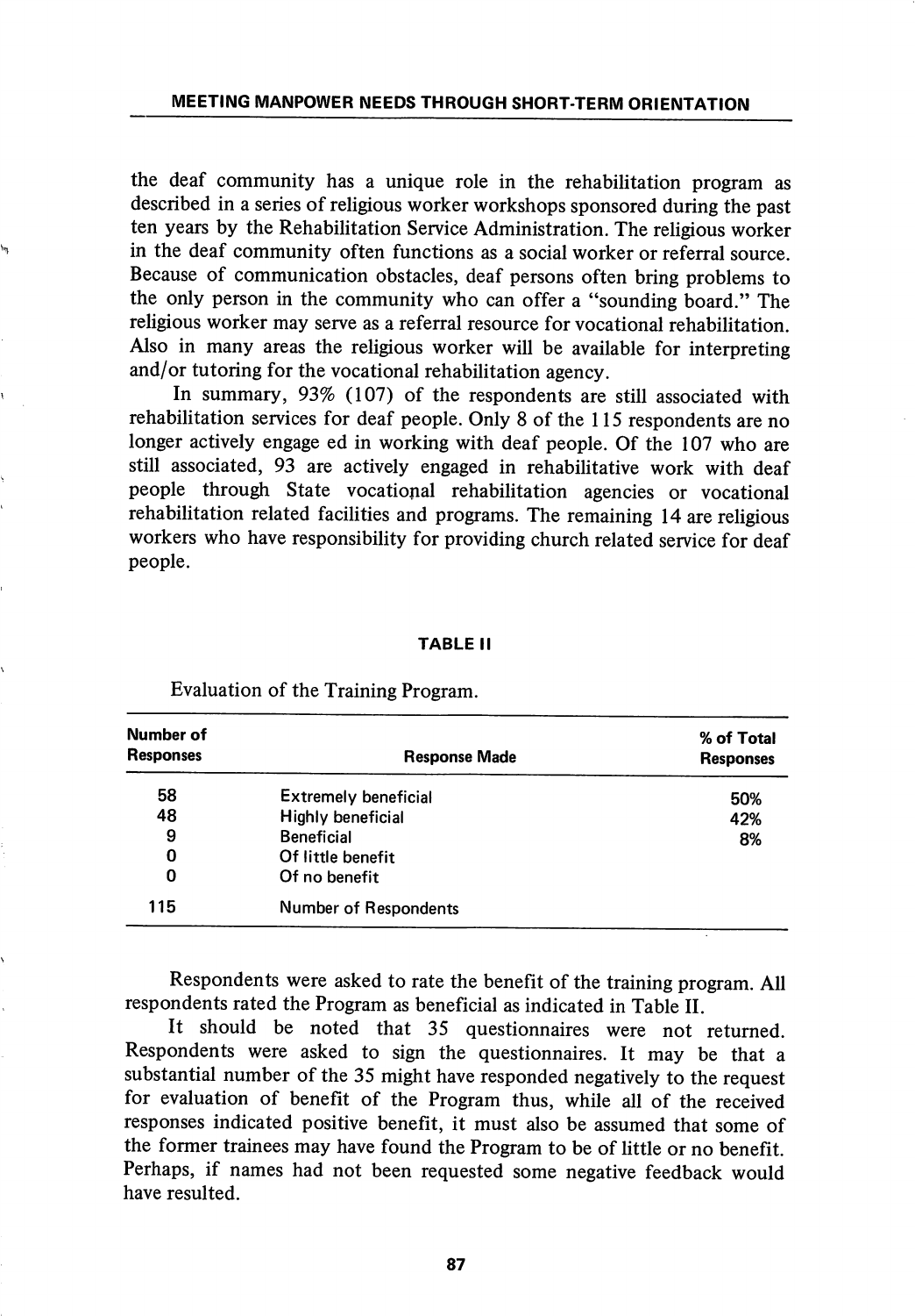the deaf community has a unique role in the rehabilitation program as described in a series of religious worker workshops sponsored during the past ten years by the Rehabilitation Service Administration. The religious worker in the deaf community often functions as a social worker or referral source. Because of communication obstacles, deaf persons often bring problems to the only person in the community who can offer a "sounding board." The religious worker may serve as a referral resource for vocational rehabilitation. Also in many areas the religious worker will be available for interpreting and/or tutoring for the vocational rehabilitation agency.

In summary, 93% (107) of the respondents are still associated with rehabilitation services for deaf people. Only 8 of the 115 respondents are no longer actively engage ed in working with deaf people. Of the 107 who are still associated, 93 are actively engaged in rehabilitative work with deaf people through State vocational rehabilitation agencies or vocational rehabilitation related facilities and programs. The remaining 14 are religious workers who have responsibility for providing church related service for deaf people.

**TABLE II**

Evaluation of the Training Program.

| Number of Responses | Response Made | % of Total Responses |
|---|---|---|
| 58 | Extremely beneficial | 50% |
| 48 | Highly beneficial | 42% |
| 9 | Beneficial | 8% |
| 0 | Of little benefit | |
| 0 | Of no benefit | |
| 115 | Number of Respondents | |

Respondents were asked to rate the benefit of the training program. All respondents rated the Program as beneficial as indicated in Table II.

It should be noted that 35 questionnaires were not returned. Respondents were asked to sign the questionnaires. It may be that a substantial number of the 35 might have responded negatively to the request for evaluation of benefit of the Program thus, while all of the received responses indicated positive benefit, it must also be assumed that some of the former trainees may have found the Program to be of little or no benefit. Perhaps, if names had not been requested some negative feedback would have resulted.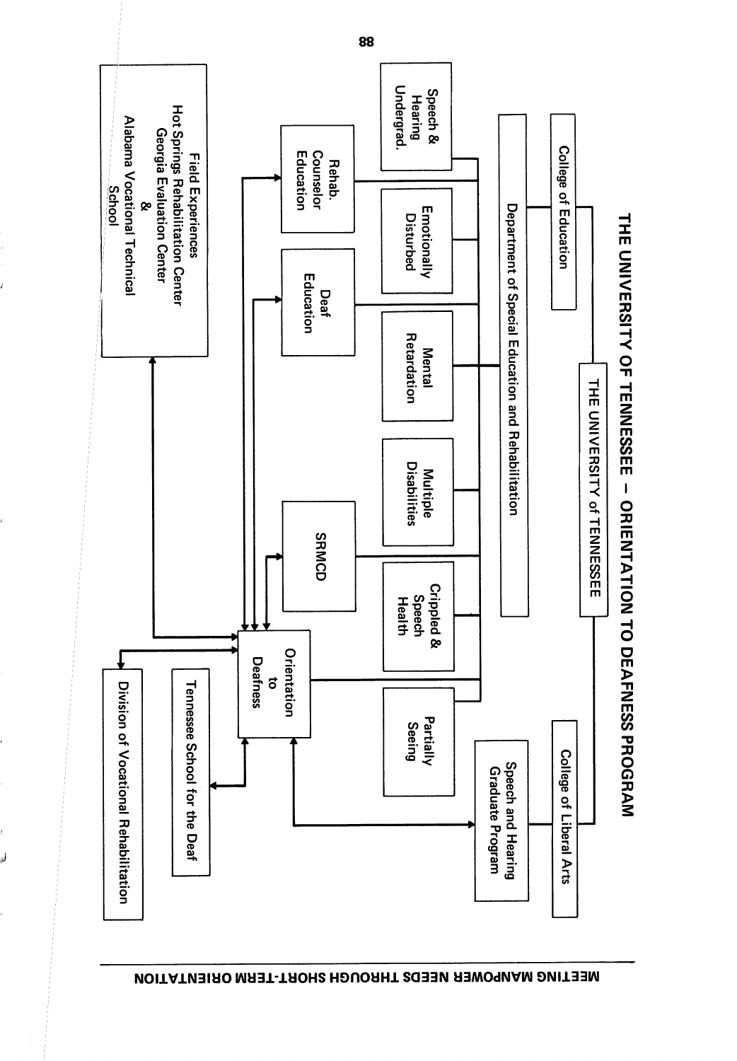# THE UNIVERSITY OF TENNESSEE – ORIENTATION TO DEAFNESS PROGRAM

THE UNIVERSITY of TENNESSEE

College of Education

College of Liberal Arts

Department of Special Education and Rehabilitation

Speech & Hearing Undergrad.

Emotionally Disturbed

Mental Retardation

Multiple Disabilities

Crippled & Speech Health

Partially Seeing

Speech and Hearing Graduate Program

Rehab. Counselor Education

Deaf Education

SRMCD

Orientation to Deafness

Field Experiences
Hot Springs Rehabilitation Center
Georgia Evaluation Center
&
Alabama Vocational Technical School

Tennessee School for the Deaf

Division of Vocational Rehabilitation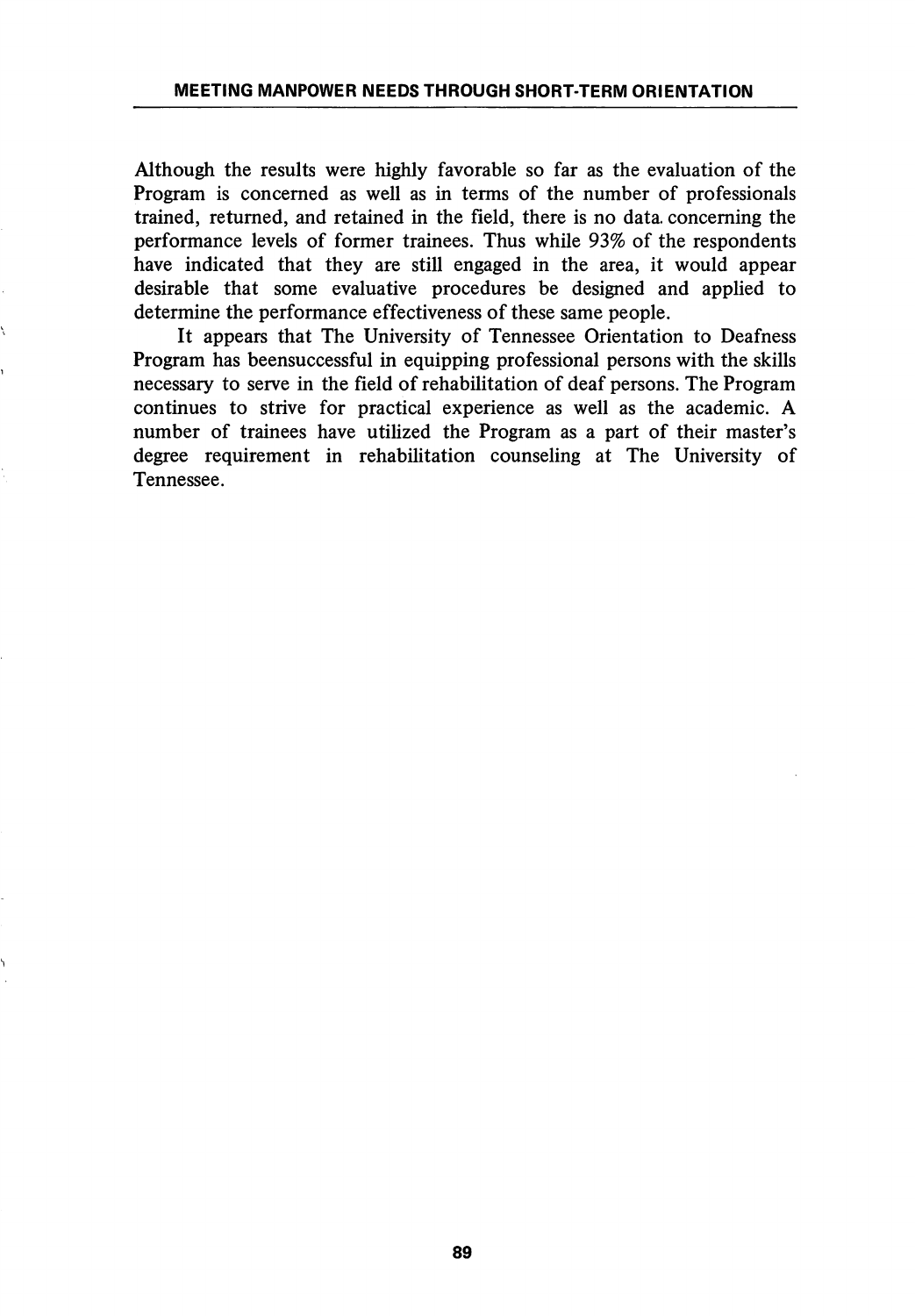Although the results were highly favorable so far as the evaluation of the Program is concerned as well as in terms of the number of professionals trained, returned, and retained in the field, there is no data concerning the performance levels of former trainees. Thus while 93% of the respondents have indicated that they are still engaged in the area, it would appear desirable that some evaluative procedures be designed and applied to determine the performance effectiveness of these same people.

It appears that The University of Tennessee Orientation to Deafness Program has beensuccessful in equipping professional persons with the skills necessary to serve in the field of rehabilitation of deaf persons. The Program continues to strive for practical experience as well as the academic. A number of trainees have utilized the Program as a part of their master's degree requirement in rehabilitation counseling at The University of Tennessee.